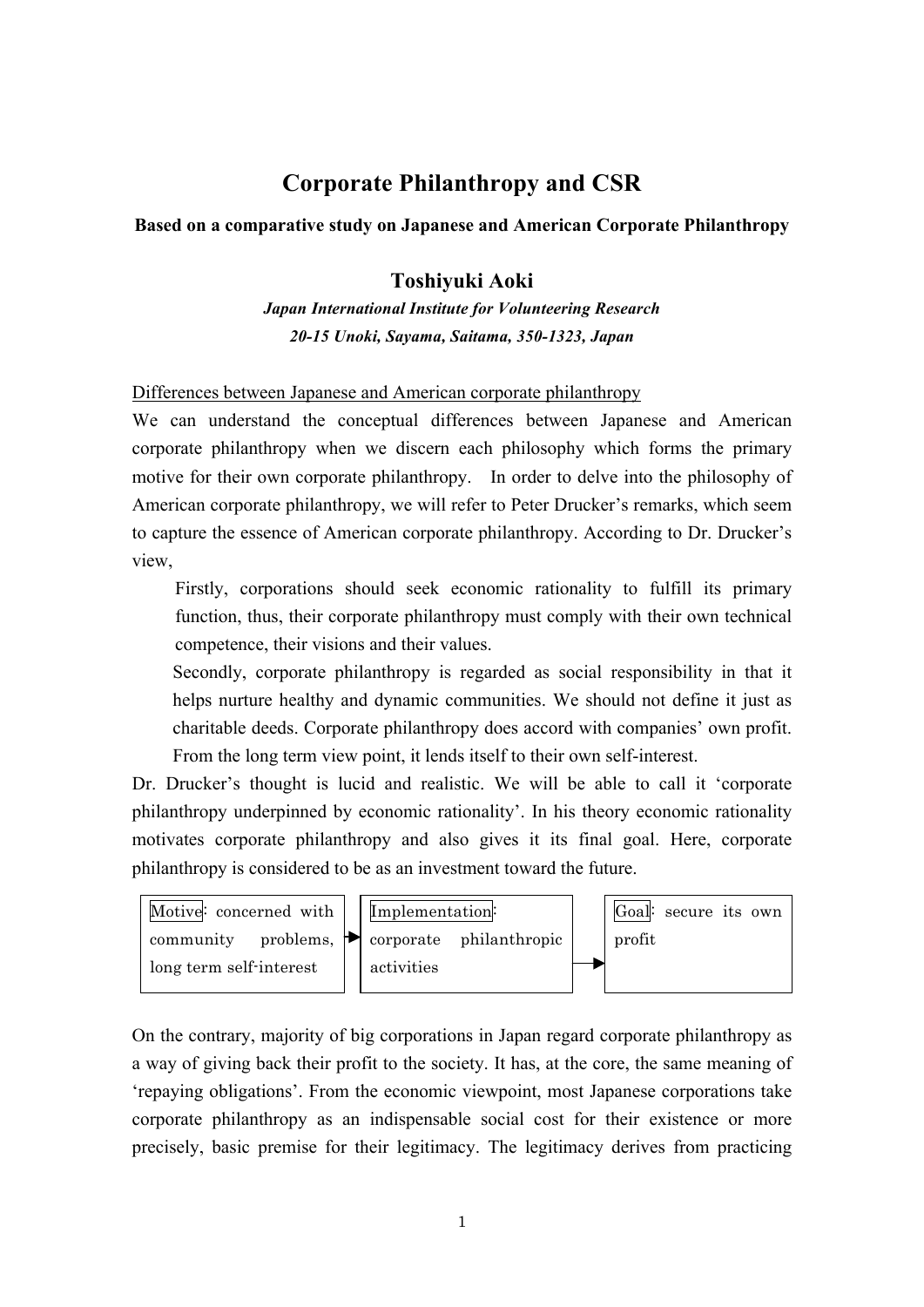# Corporate Philanthropy and CSR

**Based on a comparative study on Japanese and American Corporate Philanthropy**

**Toshiyuki Aoki**

***Japan International Institute for Volunteering Research***

***20-15 Unoki, Sayama, Saitama, 350-1323, Japan***

<u>Differences between Japanese and American corporate philanthropy</u>

We can understand the conceptual differences between Japanese and American corporate philanthropy when we discern each philosophy which forms the primary motive for their own corporate philanthropy. In order to delve into the philosophy of American corporate philanthropy, we will refer to Peter Drucker's remarks, which seem to capture the essence of American corporate philanthropy. According to Dr. Drucker's view,

> Firstly, corporations should seek economic rationality to fulfill its primary function, thus, their corporate philanthropy must comply with their own technical competence, their visions and their values.
>
> Secondly, corporate philanthropy is regarded as social responsibility in that it helps nurture healthy and dynamic communities. We should not define it just as charitable deeds. Corporate philanthropy does accord with companies' own profit. From the long term view point, it lends itself to their own self-interest.

Dr. Drucker's thought is lucid and realistic. We will be able to call it 'corporate philanthropy underpinned by economic rationality'. In his theory economic rationality motivates corporate philanthropy and also gives it its final goal. Here, corporate philanthropy is considered to be as an investment toward the future.

| Motive: concerned with community problems, long term self-interest | → | Implementation: corporate philanthropic activities | → | Goal: secure its own profit |
|---|---|---|---|---|

On the contrary, majority of big corporations in Japan regard corporate philanthropy as a way of giving back their profit to the society. It has, at the core, the same meaning of 'repaying obligations'. From the economic viewpoint, most Japanese corporations take corporate philanthropy as an indispensable social cost for their existence or more precisely, basic premise for their legitimacy. The legitimacy derives from practicing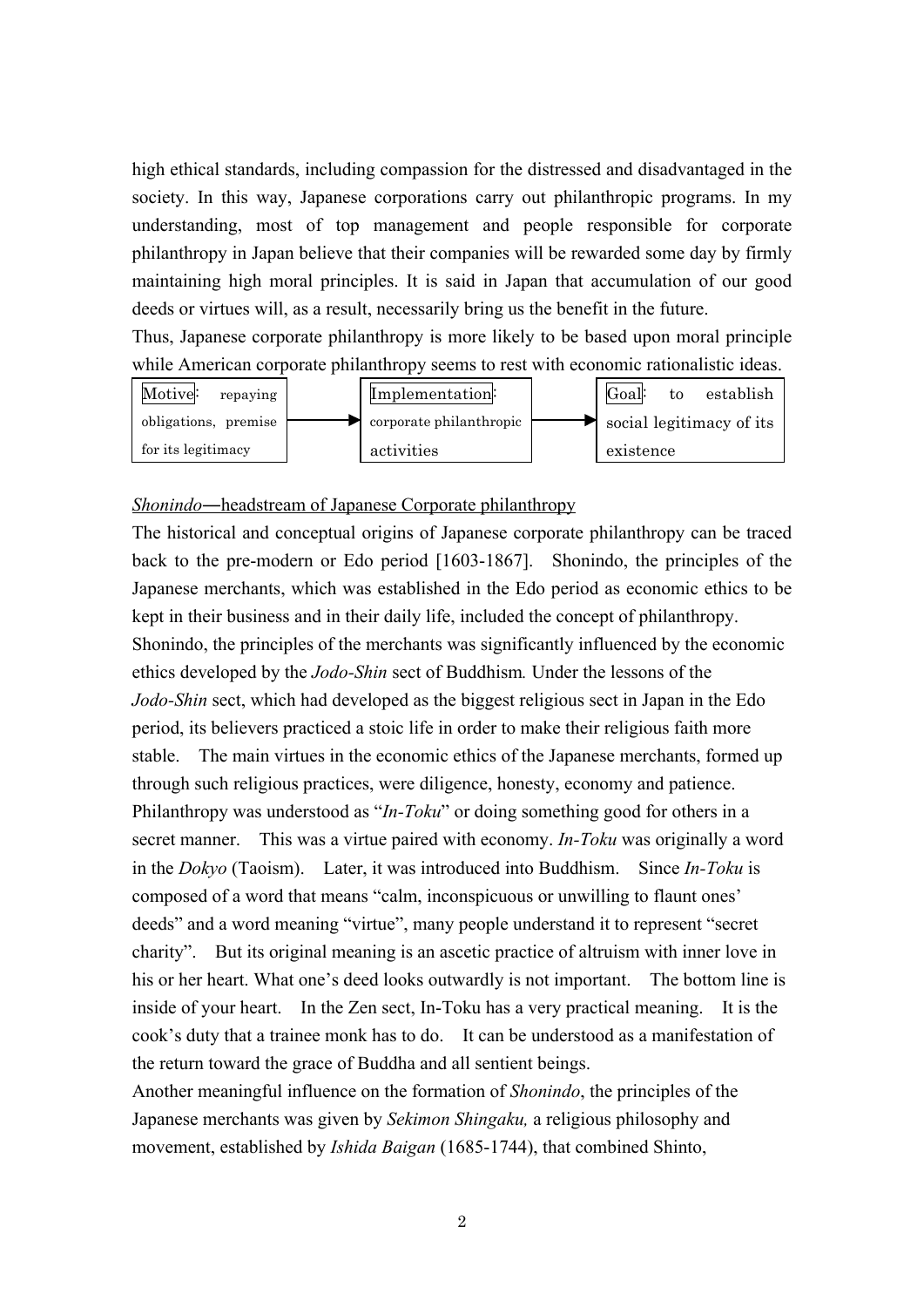high ethical standards, including compassion for the distressed and disadvantaged in the society. In this way, Japanese corporations carry out philanthropic programs. In my understanding, most of top management and people responsible for corporate philanthropy in Japan believe that their companies will be rewarded some day by firmly maintaining high moral principles. It is said in Japan that accumulation of our good deeds or virtues will, as a result, necessarily bring us the benefit in the future.

Thus, Japanese corporate philanthropy is more likely to be based upon moral principle while American corporate philanthropy seems to rest with economic rationalistic ideas.

| Motive: repaying obligations, premise for its legitimacy | → | Implementation: corporate philanthropic activities | → | Goal: to establish social legitimacy of its existence |
|---|---|---|---|---|

*Shonindo*―headstream of Japanese Corporate philanthropy

The historical and conceptual origins of Japanese corporate philanthropy can be traced back to the pre-modern or Edo period [1603-1867]. Shonindo, the principles of the Japanese merchants, which was established in the Edo period as economic ethics to be kept in their business and in their daily life, included the concept of philanthropy.

Shonindo, the principles of the merchants was significantly influenced by the economic ethics developed by the *Jodo-Shin* sect of Buddhism. Under the lessons of the *Jodo-Shin* sect, which had developed as the biggest religious sect in Japan in the Edo period, its believers practiced a stoic life in order to make their religious faith more stable. The main virtues in the economic ethics of the Japanese merchants, formed up through such religious practices, were diligence, honesty, economy and patience. Philanthropy was understood as "*In-Toku*" or doing something good for others in a secret manner. This was a virtue paired with economy. *In-Toku* was originally a word in the *Dokyo* (Taoism). Later, it was introduced into Buddhism. Since *In-Toku* is composed of a word that means "calm, inconspicuous or unwilling to flaunt ones' deeds" and a word meaning "virtue", many people understand it to represent "secret charity". But its original meaning is an ascetic practice of altruism with inner love in his or her heart. What one's deed looks outwardly is not important. The bottom line is inside of your heart. In the Zen sect, In-Toku has a very practical meaning. It is the cook's duty that a trainee monk has to do. It can be understood as a manifestation of the return toward the grace of Buddha and all sentient beings.

Another meaningful influence on the formation of *Shonindo*, the principles of the Japanese merchants was given by *Sekimon Shingaku,* a religious philosophy and movement, established by *Ishida Baigan* (1685-1744), that combined Shinto,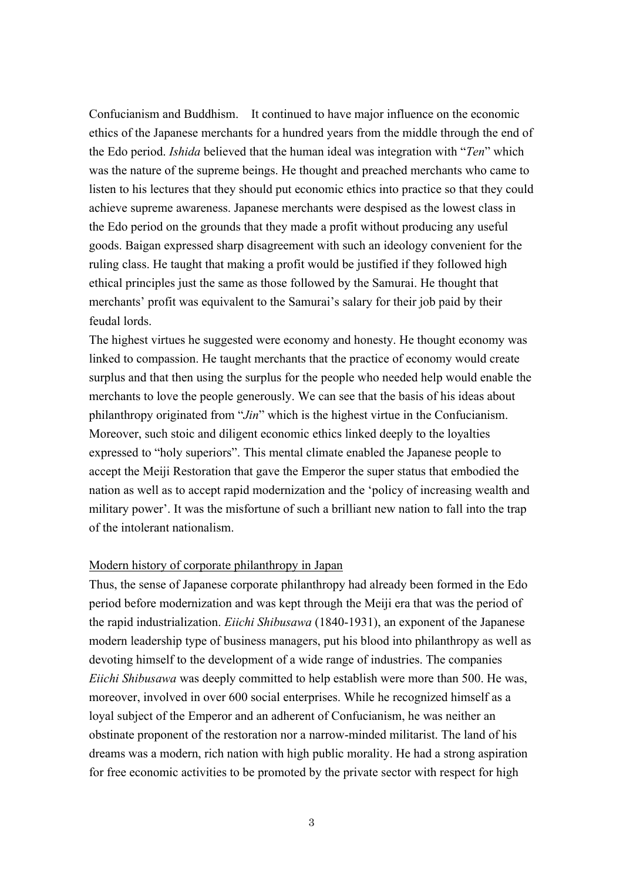Confucianism and Buddhism.  It continued to have major influence on the economic ethics of the Japanese merchants for a hundred years from the middle through the end of the Edo period. *Ishida* believed that the human ideal was integration with "*Ten*" which was the nature of the supreme beings. He thought and preached merchants who came to listen to his lectures that they should put economic ethics into practice so that they could achieve supreme awareness. Japanese merchants were despised as the lowest class in the Edo period on the grounds that they made a profit without producing any useful goods. Baigan expressed sharp disagreement with such an ideology convenient for the ruling class. He taught that making a profit would be justified if they followed high ethical principles just the same as those followed by the Samurai. He thought that merchants' profit was equivalent to the Samurai's salary for their job paid by their feudal lords.

The highest virtues he suggested were economy and honesty. He thought economy was linked to compassion. He taught merchants that the practice of economy would create surplus and that then using the surplus for the people who needed help would enable the merchants to love the people generously. We can see that the basis of his ideas about philanthropy originated from "*Jin*" which is the highest virtue in the Confucianism. Moreover, such stoic and diligent economic ethics linked deeply to the loyalties expressed to "holy superiors". This mental climate enabled the Japanese people to accept the Meiji Restoration that gave the Emperor the super status that embodied the nation as well as to accept rapid modernization and the 'policy of increasing wealth and military power'. It was the misfortune of such a brilliant new nation to fall into the trap of the intolerant nationalism.

## Modern history of corporate philanthropy in Japan

Thus, the sense of Japanese corporate philanthropy had already been formed in the Edo period before modernization and was kept through the Meiji era that was the period of the rapid industrialization. *Eiichi Shibusawa* (1840-1931), an exponent of the Japanese modern leadership type of business managers, put his blood into philanthropy as well as devoting himself to the development of a wide range of industries. The companies *Eiichi Shibusawa* was deeply committed to help establish were more than 500. He was, moreover, involved in over 600 social enterprises. While he recognized himself as a loyal subject of the Emperor and an adherent of Confucianism, he was neither an obstinate proponent of the restoration nor a narrow-minded militarist. The land of his dreams was a modern, rich nation with high public morality. He had a strong aspiration for free economic activities to be promoted by the private sector with respect for high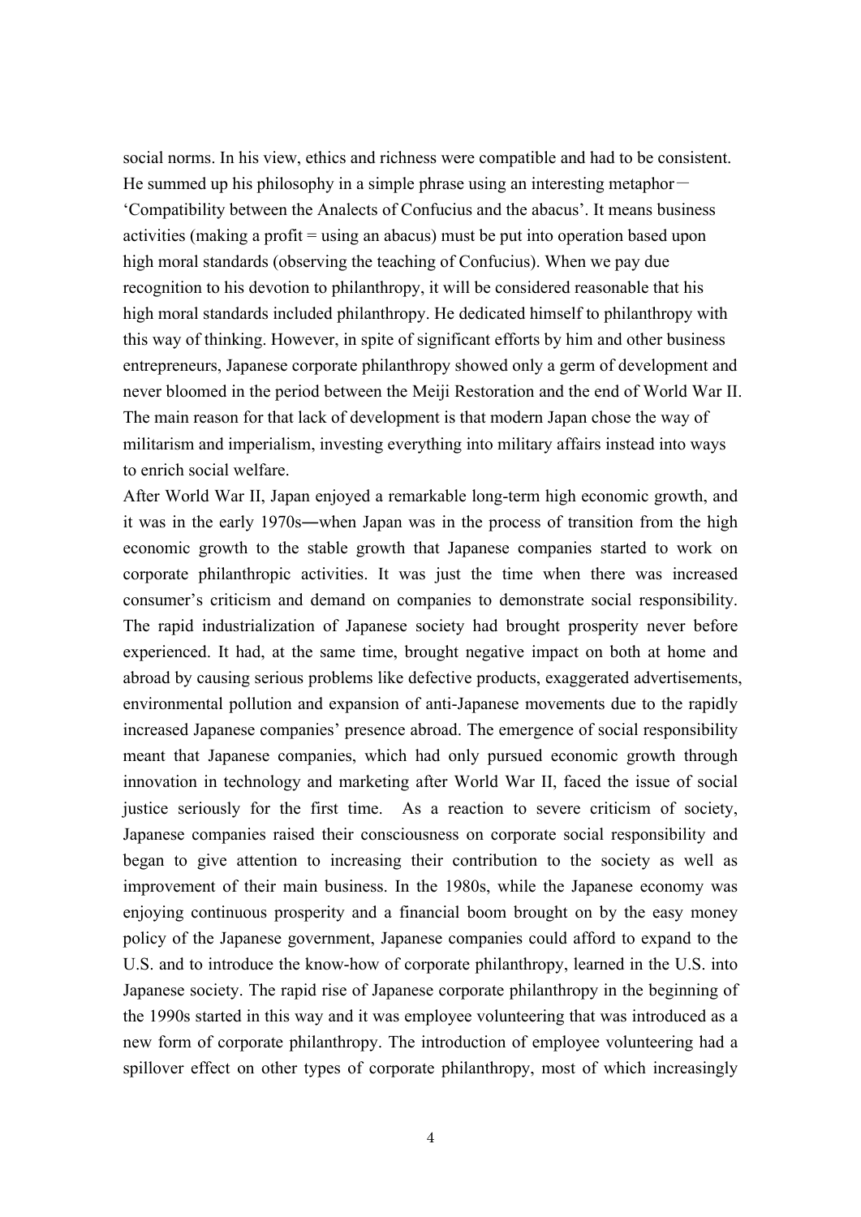social norms. In his view, ethics and richness were compatible and had to be consistent. He summed up his philosophy in a simple phrase using an interesting metaphor－‘Compatibility between the Analects of Confucius and the abacus’. It means business activities (making a profit = using an abacus) must be put into operation based upon high moral standards (observing the teaching of Confucius). When we pay due recognition to his devotion to philanthropy, it will be considered reasonable that his high moral standards included philanthropy. He dedicated himself to philanthropy with this way of thinking. However, in spite of significant efforts by him and other business entrepreneurs, Japanese corporate philanthropy showed only a germ of development and never bloomed in the period between the Meiji Restoration and the end of World War II. The main reason for that lack of development is that modern Japan chose the way of militarism and imperialism, investing everything into military affairs instead into ways to enrich social welfare.

After World War II, Japan enjoyed a remarkable long-term high economic growth, and it was in the early 1970s―when Japan was in the process of transition from the high economic growth to the stable growth that Japanese companies started to work on corporate philanthropic activities. It was just the time when there was increased consumer’s criticism and demand on companies to demonstrate social responsibility. The rapid industrialization of Japanese society had brought prosperity never before experienced. It had, at the same time, brought negative impact on both at home and abroad by causing serious problems like defective products, exaggerated advertisements, environmental pollution and expansion of anti-Japanese movements due to the rapidly increased Japanese companies’ presence abroad. The emergence of social responsibility meant that Japanese companies, which had only pursued economic growth through innovation in technology and marketing after World War II, faced the issue of social justice seriously for the first time. As a reaction to severe criticism of society, Japanese companies raised their consciousness on corporate social responsibility and began to give attention to increasing their contribution to the society as well as improvement of their main business. In the 1980s, while the Japanese economy was enjoying continuous prosperity and a financial boom brought on by the easy money policy of the Japanese government, Japanese companies could afford to expand to the U.S. and to introduce the know-how of corporate philanthropy, learned in the U.S. into Japanese society. The rapid rise of Japanese corporate philanthropy in the beginning of the 1990s started in this way and it was employee volunteering that was introduced as a new form of corporate philanthropy. The introduction of employee volunteering had a spillover effect on other types of corporate philanthropy, most of which increasingly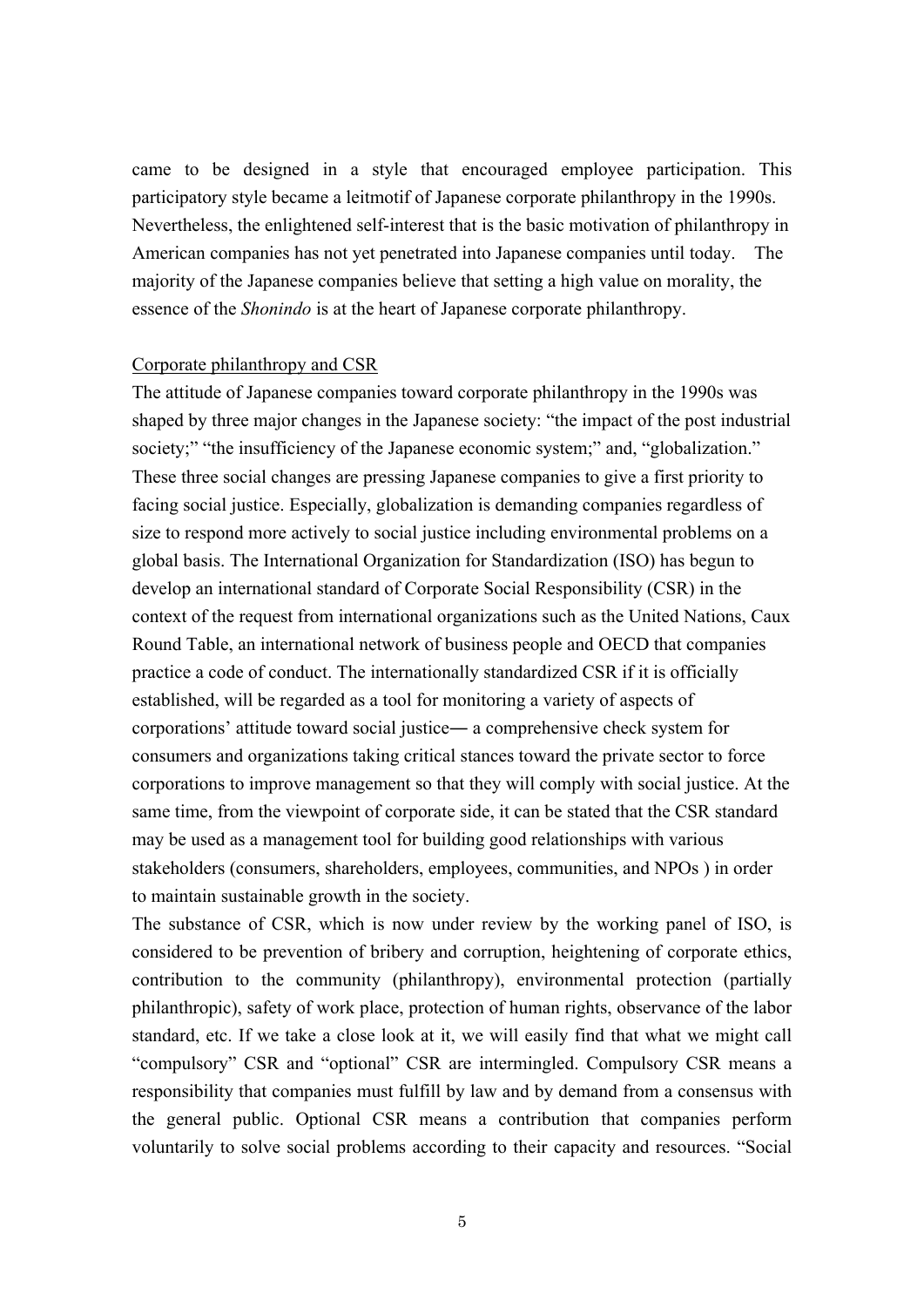came to be designed in a style that encouraged employee participation. This participatory style became a leitmotif of Japanese corporate philanthropy in the 1990s. Nevertheless, the enlightened self-interest that is the basic motivation of philanthropy in American companies has not yet penetrated into Japanese companies until today. The majority of the Japanese companies believe that setting a high value on morality, the essence of the *Shonindo* is at the heart of Japanese corporate philanthropy.

<u>Corporate philanthropy and CSR</u>

The attitude of Japanese companies toward corporate philanthropy in the 1990s was shaped by three major changes in the Japanese society: "the impact of the post industrial society;" "the insufficiency of the Japanese economic system;" and, "globalization." These three social changes are pressing Japanese companies to give a first priority to facing social justice. Especially, globalization is demanding companies regardless of size to respond more actively to social justice including environmental problems on a global basis. The International Organization for Standardization (ISO) has begun to develop an international standard of Corporate Social Responsibility (CSR) in the context of the request from international organizations such as the United Nations, Caux Round Table, an international network of business people and OECD that companies practice a code of conduct. The internationally standardized CSR if it is officially established, will be regarded as a tool for monitoring a variety of aspects of corporations' attitude toward social justice— a comprehensive check system for consumers and organizations taking critical stances toward the private sector to force corporations to improve management so that they will comply with social justice. At the same time, from the viewpoint of corporate side, it can be stated that the CSR standard may be used as a management tool for building good relationships with various stakeholders (consumers, shareholders, employees, communities, and NPOs ) in order to maintain sustainable growth in the society.

The substance of CSR, which is now under review by the working panel of ISO, is considered to be prevention of bribery and corruption, heightening of corporate ethics, contribution to the community (philanthropy), environmental protection (partially philanthropic), safety of work place, protection of human rights, observance of the labor standard, etc. If we take a close look at it, we will easily find that what we might call "compulsory" CSR and "optional" CSR are intermingled. Compulsory CSR means a responsibility that companies must fulfill by law and by demand from a consensus with the general public. Optional CSR means a contribution that companies perform voluntarily to solve social problems according to their capacity and resources. "Social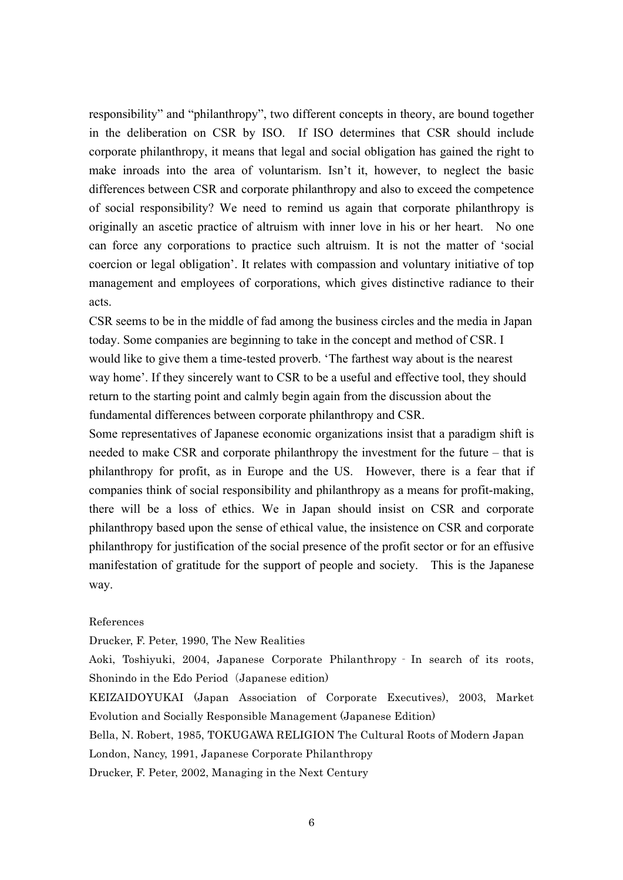responsibility" and "philanthropy", two different concepts in theory, are bound together in the deliberation on CSR by ISO. If ISO determines that CSR should include corporate philanthropy, it means that legal and social obligation has gained the right to make inroads into the area of voluntarism. Isn't it, however, to neglect the basic differences between CSR and corporate philanthropy and also to exceed the competence of social responsibility? We need to remind us again that corporate philanthropy is originally an ascetic practice of altruism with inner love in his or her heart. No one can force any corporations to practice such altruism. It is not the matter of 'social coercion or legal obligation'. It relates with compassion and voluntary initiative of top management and employees of corporations, which gives distinctive radiance to their acts.

CSR seems to be in the middle of fad among the business circles and the media in Japan today. Some companies are beginning to take in the concept and method of CSR. I would like to give them a time-tested proverb. 'The farthest way about is the nearest way home'. If they sincerely want to CSR to be a useful and effective tool, they should return to the starting point and calmly begin again from the discussion about the fundamental differences between corporate philanthropy and CSR.

Some representatives of Japanese economic organizations insist that a paradigm shift is needed to make CSR and corporate philanthropy the investment for the future – that is philanthropy for profit, as in Europe and the US. However, there is a fear that if companies think of social responsibility and philanthropy as a means for profit-making, there will be a loss of ethics. We in Japan should insist on CSR and corporate philanthropy based upon the sense of ethical value, the insistence on CSR and corporate philanthropy for justification of the social presence of the profit sector or for an effusive manifestation of gratitude for the support of people and society. This is the Japanese way.

References

Drucker, F. Peter, 1990, The New Realities

Aoki, Toshiyuki, 2004, Japanese Corporate Philanthropy - In search of its roots, Shonindo in the Edo Period（Japanese edition）

KEIZAIDOYUKAI (Japan Association of Corporate Executives), 2003, Market Evolution and Socially Responsible Management (Japanese Edition)

Bella, N. Robert, 1985, TOKUGAWA RELIGION The Cultural Roots of Modern Japan

London, Nancy, 1991, Japanese Corporate Philanthropy

Drucker, F. Peter, 2002, Managing in the Next Century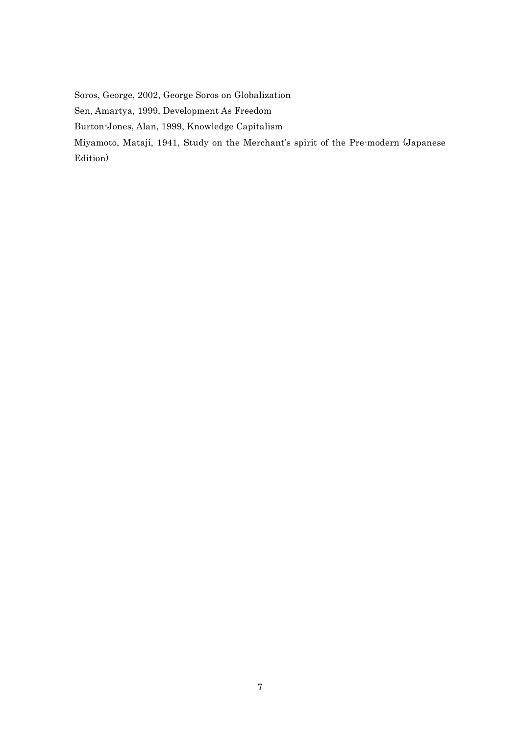Soros, George, 2002, George Soros on Globalization

Sen, Amartya, 1999, Development As Freedom

Burton-Jones, Alan, 1999, Knowledge Capitalism

Miyamoto, Mataji, 1941, Study on the Merchant's spirit of the Pre-modern (Japanese Edition)